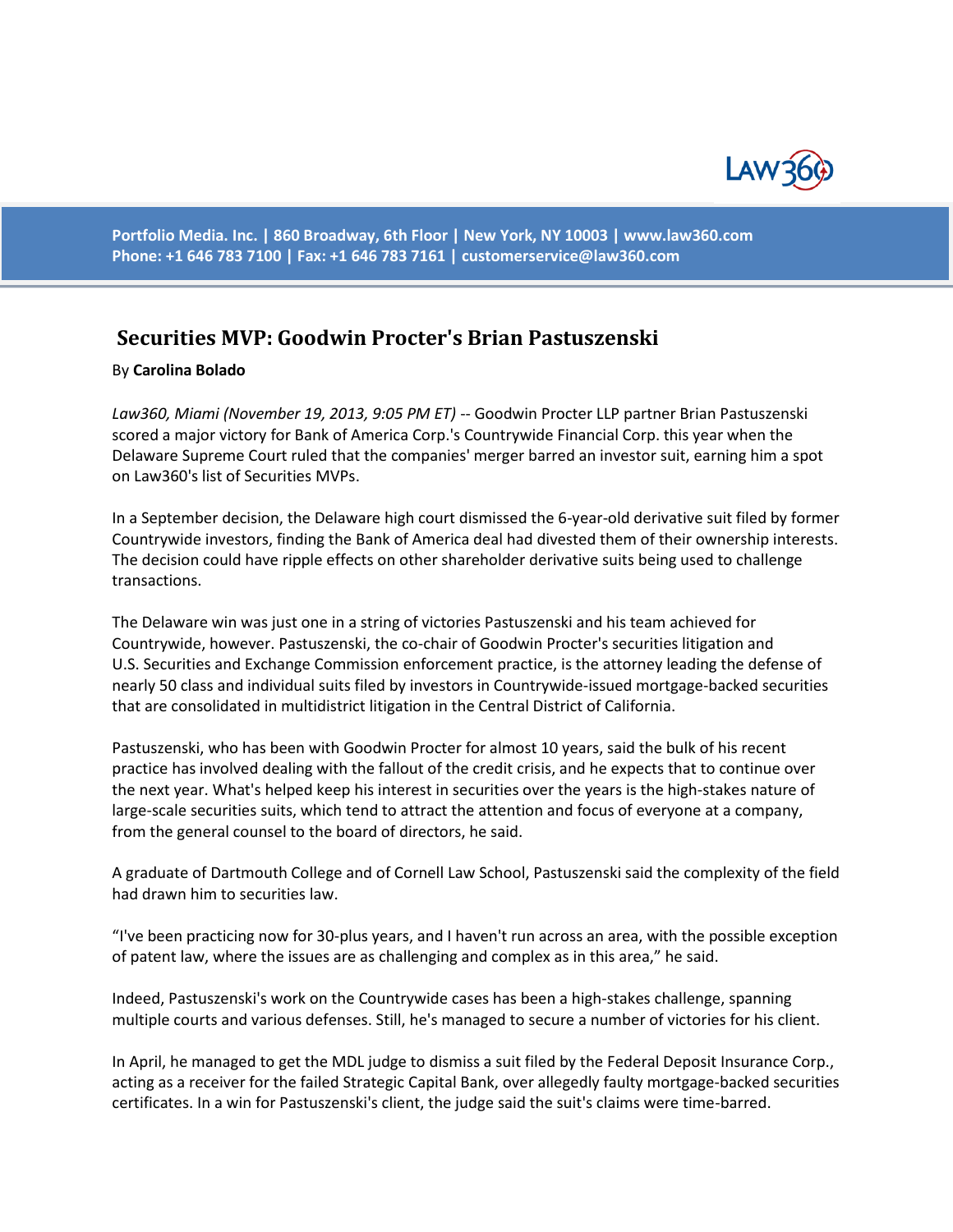Portfolio Media. Inc. | 860 Broadway, 6th Floor | New York, NY 10003 | www.law360.com
Phone: +1 646 783 7100 | Fax: +1 646 783 7161 | customerservice@law360.com

# Securities MVP: Goodwin Procter's Brian Pastuszenski

By **Carolina Bolado**

*Law360, Miami (November 19, 2013, 9:05 PM ET)* -- Goodwin Procter LLP partner Brian Pastuszenski scored a major victory for Bank of America Corp.'s Countrywide Financial Corp. this year when the Delaware Supreme Court ruled that the companies' merger barred an investor suit, earning him a spot on Law360's list of Securities MVPs.

In a September decision, the Delaware high court dismissed the 6-year-old derivative suit filed by former Countrywide investors, finding the Bank of America deal had divested them of their ownership interests. The decision could have ripple effects on other shareholder derivative suits being used to challenge transactions.

The Delaware win was just one in a string of victories Pastuszenski and his team achieved for Countrywide, however. Pastuszenski, the co-chair of Goodwin Procter's securities litigation and U.S. Securities and Exchange Commission enforcement practice, is the attorney leading the defense of nearly 50 class and individual suits filed by investors in Countrywide-issued mortgage-backed securities that are consolidated in multidistrict litigation in the Central District of California.

Pastuszenski, who has been with Goodwin Procter for almost 10 years, said the bulk of his recent practice has involved dealing with the fallout of the credit crisis, and he expects that to continue over the next year. What's helped keep his interest in securities over the years is the high-stakes nature of large-scale securities suits, which tend to attract the attention and focus of everyone at a company, from the general counsel to the board of directors, he said.

A graduate of Dartmouth College and of Cornell Law School, Pastuszenski said the complexity of the field had drawn him to securities law.

“I've been practicing now for 30-plus years, and I haven't run across an area, with the possible exception of patent law, where the issues are as challenging and complex as in this area,” he said.

Indeed, Pastuszenski's work on the Countrywide cases has been a high-stakes challenge, spanning multiple courts and various defenses. Still, he's managed to secure a number of victories for his client.

In April, he managed to get the MDL judge to dismiss a suit filed by the Federal Deposit Insurance Corp., acting as a receiver for the failed Strategic Capital Bank, over allegedly faulty mortgage-backed securities certificates. In a win for Pastuszenski's client, the judge said the suit's claims were time-barred.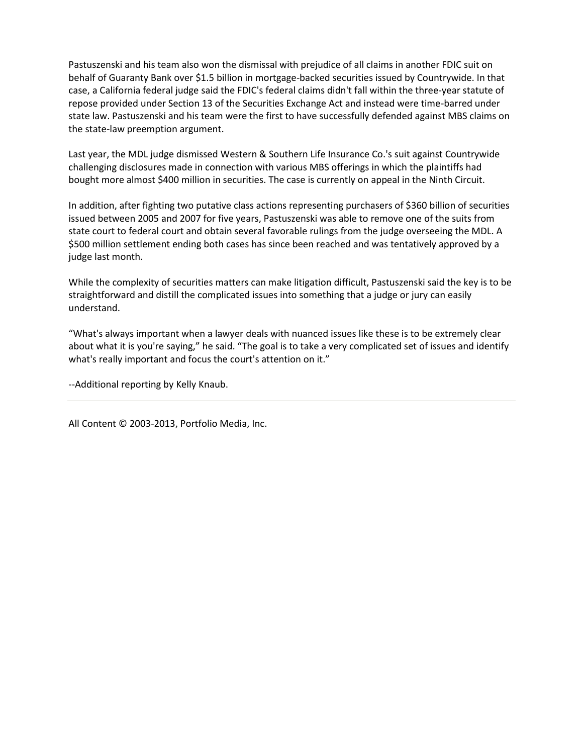Pastuszenski and his team also won the dismissal with prejudice of all claims in another FDIC suit on behalf of Guaranty Bank over $1.5 billion in mortgage-backed securities issued by Countrywide. In that case, a California federal judge said the FDIC's federal claims didn't fall within the three-year statute of repose provided under Section 13 of the Securities Exchange Act and instead were time-barred under state law. Pastuszenski and his team were the first to have successfully defended against MBS claims on the state-law preemption argument.

Last year, the MDL judge dismissed Western & Southern Life Insurance Co.'s suit against Countrywide challenging disclosures made in connection with various MBS offerings in which the plaintiffs had bought more almost $400 million in securities. The case is currently on appeal in the Ninth Circuit.

In addition, after fighting two putative class actions representing purchasers of $360 billion of securities issued between 2005 and 2007 for five years, Pastuszenski was able to remove one of the suits from state court to federal court and obtain several favorable rulings from the judge overseeing the MDL. A $500 million settlement ending both cases has since been reached and was tentatively approved by a judge last month.

While the complexity of securities matters can make litigation difficult, Pastuszenski said the key is to be straightforward and distill the complicated issues into something that a judge or jury can easily understand.

“What's always important when a lawyer deals with nuanced issues like these is to be extremely clear about what it is you're saying,” he said. “The goal is to take a very complicated set of issues and identify what's really important and focus the court's attention on it.”

--Additional reporting by Kelly Knaub.

---

All Content © 2003-2013, Portfolio Media, Inc.